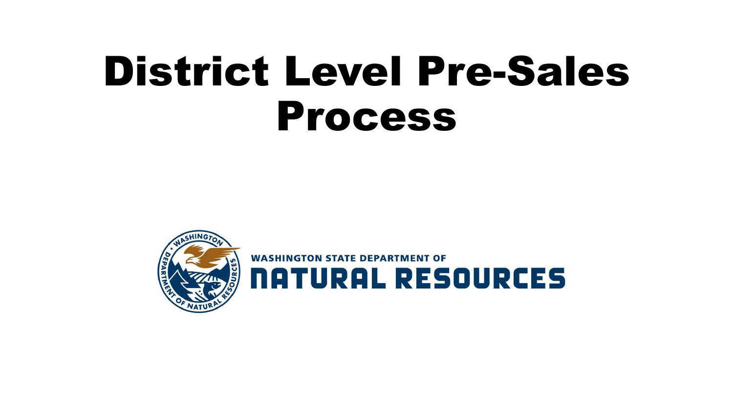# District Level Pre-Sales Process

WASHINGTON STATE DEPARTMENT OF

NATURAL RESOURCES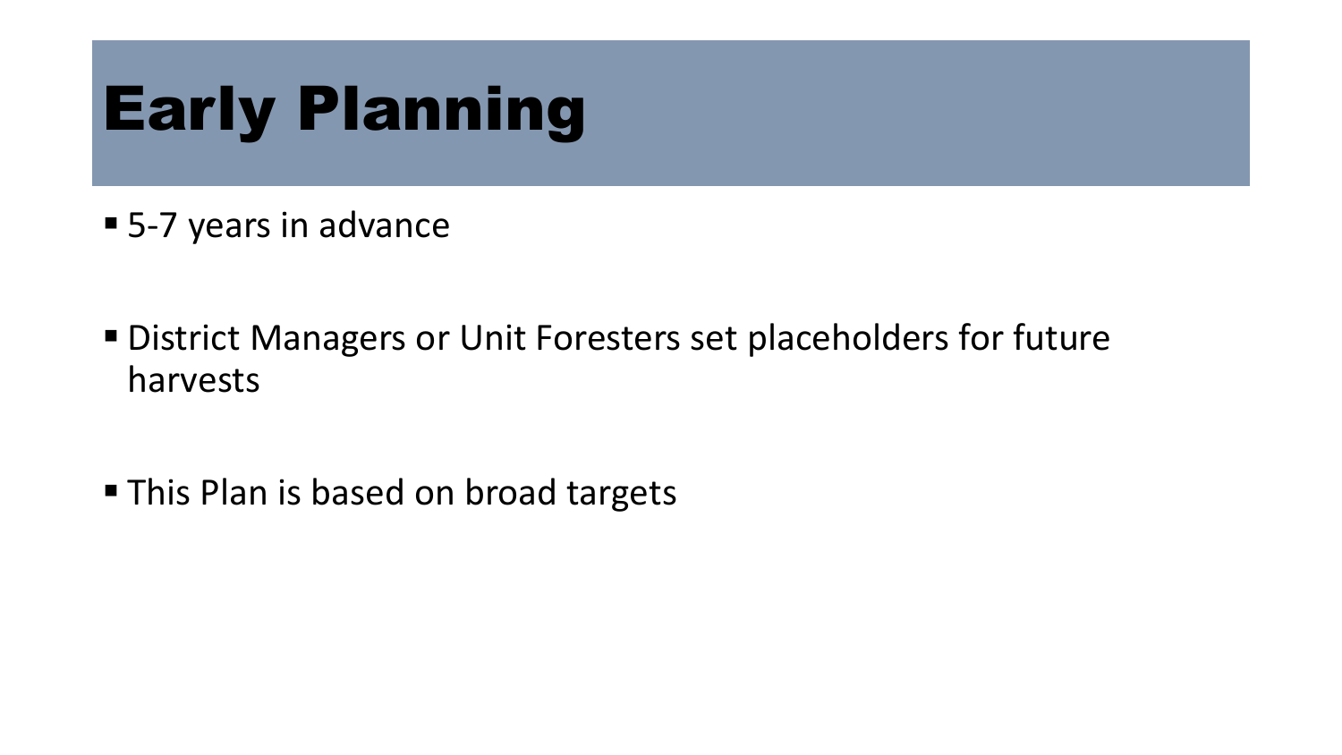# Early Planning

- 5-7 years in advance
- District Managers or Unit Foresters set placeholders for future harvests
- This Plan is based on broad targets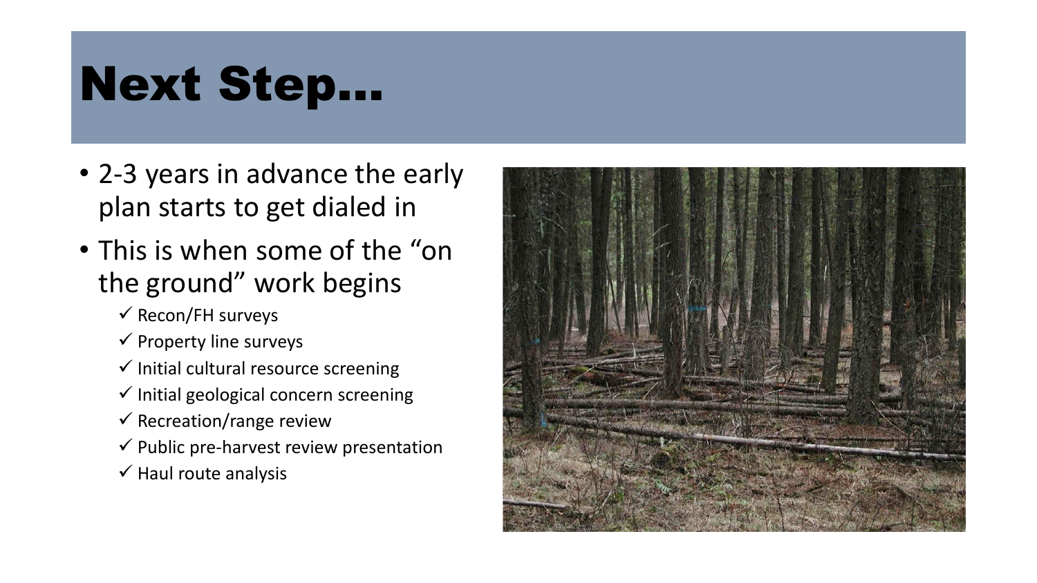# Next Step…

- 2-3 years in advance the early plan starts to get dialed in
- This is when some of the "on the ground" work begins
  - ✓ Recon/FH surveys
  - ✓ Property line surveys
  - ✓ Initial cultural resource screening
  - ✓ Initial geological concern screening
  - ✓ Recreation/range review
  - ✓ Public pre-harvest review presentation
  - ✓ Haul route analysis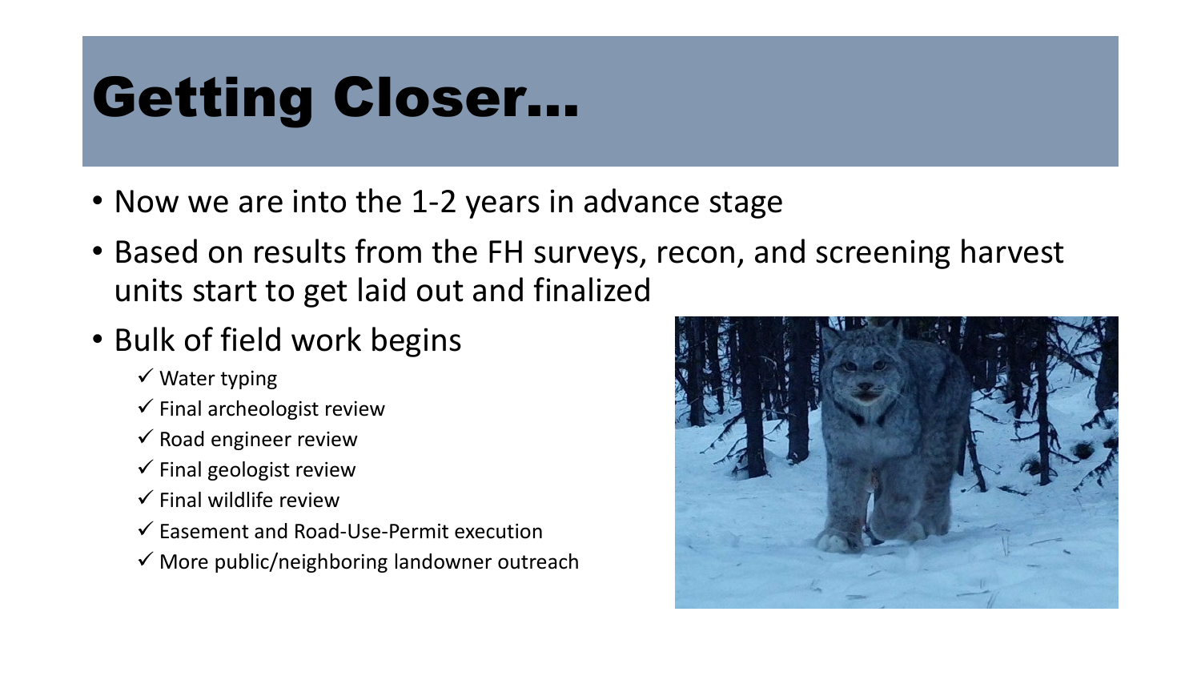# Getting Closer…

- Now we are into the 1-2 years in advance stage
- Based on results from the FH surveys, recon, and screening harvest units start to get laid out and finalized
- Bulk of field work begins
  - ✓ Water typing
  - ✓ Final archeologist review
  - ✓ Road engineer review
  - ✓ Final geologist review
  - ✓ Final wildlife review
  - ✓ Easement and Road-Use-Permit execution
  - ✓ More public/neighboring landowner outreach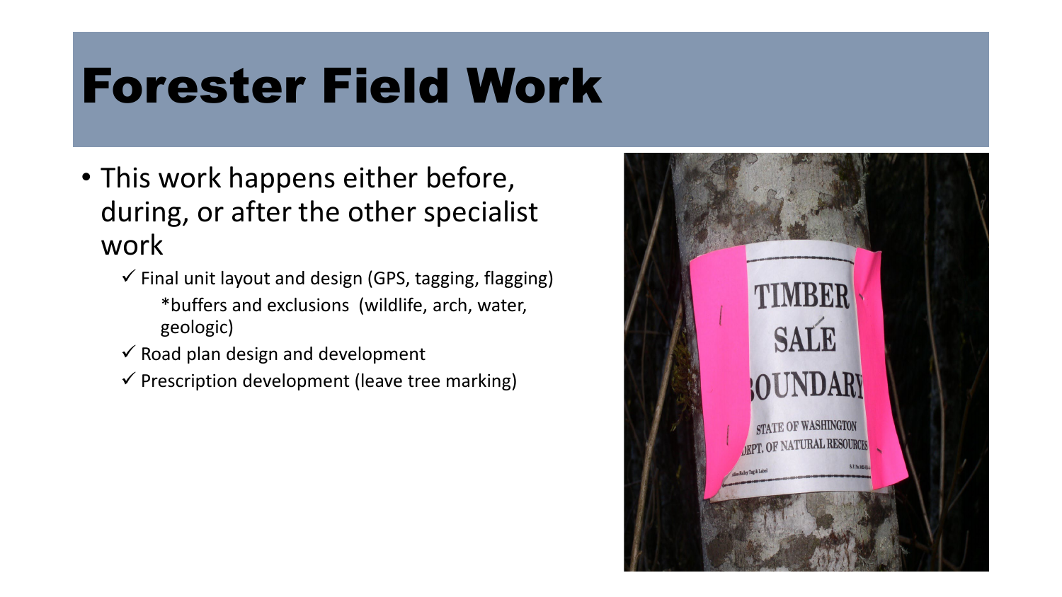# Forester Field Work

- This work happens either before, during, or after the other specialist work
  - ✓ Final unit layout and design (GPS, tagging, flagging)
    - *buffers and exclusions (wildlife, arch, water, geologic)
  - ✓ Road plan design and development
  - ✓ Prescription development (leave tree marking)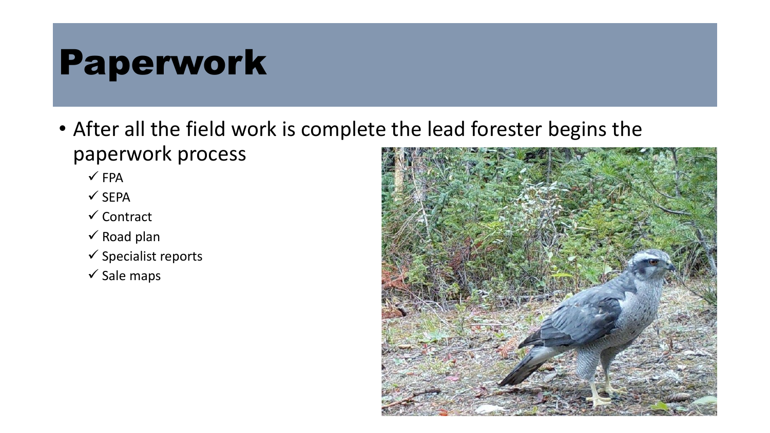# Paperwork

- After all the field work is complete the lead forester begins the paperwork process
  - ✓ FPA
  - ✓ SEPA
  - ✓ Contract
  - ✓ Road plan
  - ✓ Specialist reports
  - ✓ Sale maps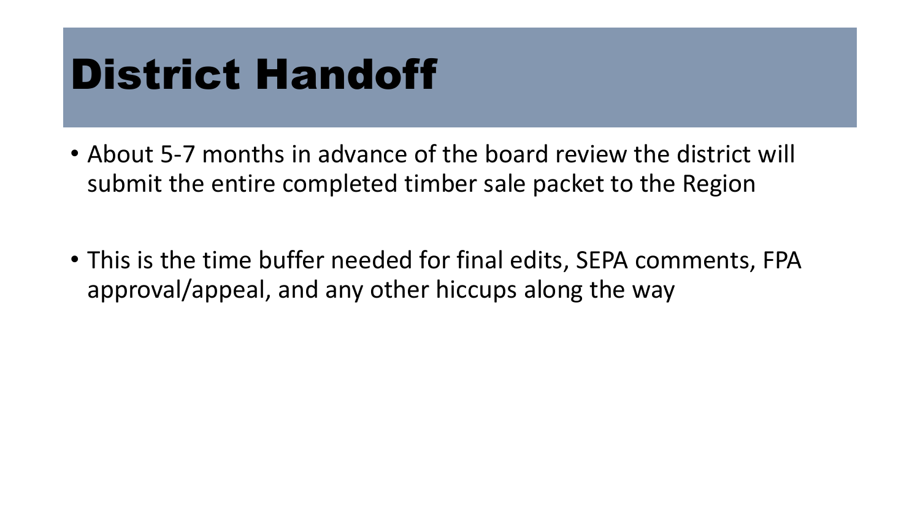# District Handoff

- About 5-7 months in advance of the board review the district will submit the entire completed timber sale packet to the Region
- This is the time buffer needed for final edits, SEPA comments, FPA approval/appeal, and any other hiccups along the way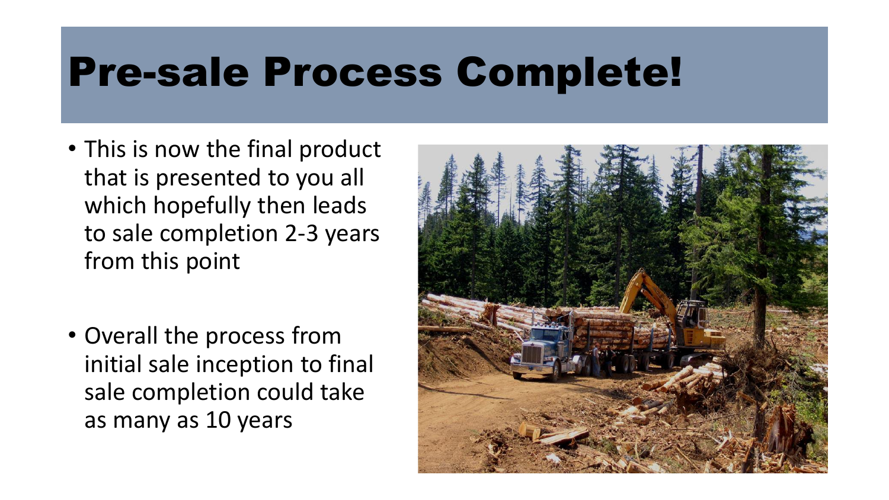# Pre-sale Process Complete!

- This is now the final product that is presented to you all which hopefully then leads to sale completion 2-3 years from this point

- Overall the process from initial sale inception to final sale completion could take as many as 10 years